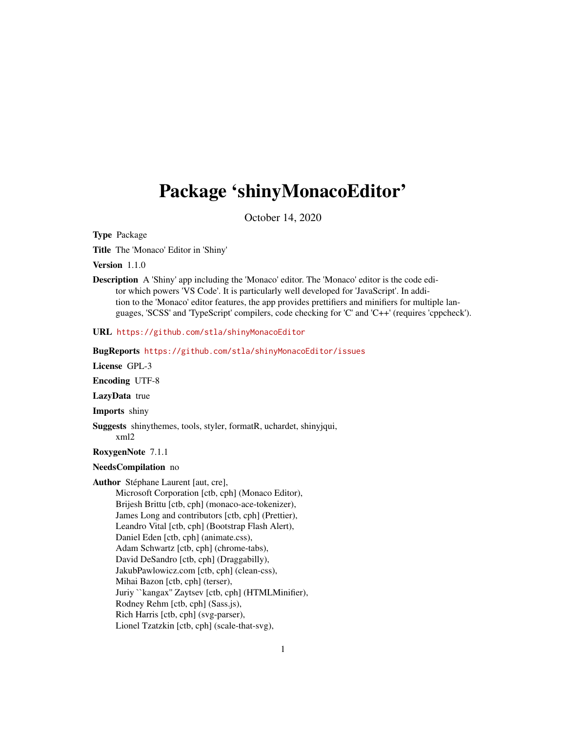# Package ‘shinyMonacoEditor’

October 14, 2020

**Type** Package

**Title** The 'Monaco' Editor in 'Shiny'

**Version** 1.1.0

**Description** A 'Shiny' app including the 'Monaco' editor. The 'Monaco' editor is the code editor which powers 'VS Code'. It is particularly well developed for 'JavaScript'. In addition to the 'Monaco' editor features, the app provides prettifiers and minifiers for multiple languages, 'SCSS' and 'TypeScript' compilers, code checking for 'C' and 'C++' (requires 'cppcheck').

**URL** https://github.com/stla/shinyMonacoEditor

**BugReports** https://github.com/stla/shinyMonacoEditor/issues

**License** GPL-3

**Encoding** UTF-8

**LazyData** true

**Imports** shiny

**Suggests** shinythemes, tools, styler, formatR, uchardet, shinyjqui, xml2

**RoxygenNote** 7.1.1

**NeedsCompilation** no

**Author** Stéphane Laurent [aut, cre],
Microsoft Corporation [ctb, cph] (Monaco Editor),
Brijesh Brittu [ctb, cph] (monaco-ace-tokenizer),
James Long and contributors [ctb, cph] (Prettier),
Leandro Vital [ctb, cph] (Bootstrap Flash Alert),
Daniel Eden [ctb, cph] (animate.css),
Adam Schwartz [ctb, cph] (chrome-tabs),
David DeSandro [ctb, cph] (Draggabilly),
JakubPawlowicz.com [ctb, cph] (clean-css),
Mihai Bazon [ctb, cph] (terser),
Juriy ``kangax'' Zaytsev [ctb, cph] (HTMLMinifier),
Rodney Rehm [ctb, cph] (Sass.js),
Rich Harris [ctb, cph] (svg-parser),
Lionel Tzatzkin [ctb, cph] (scale-that-svg),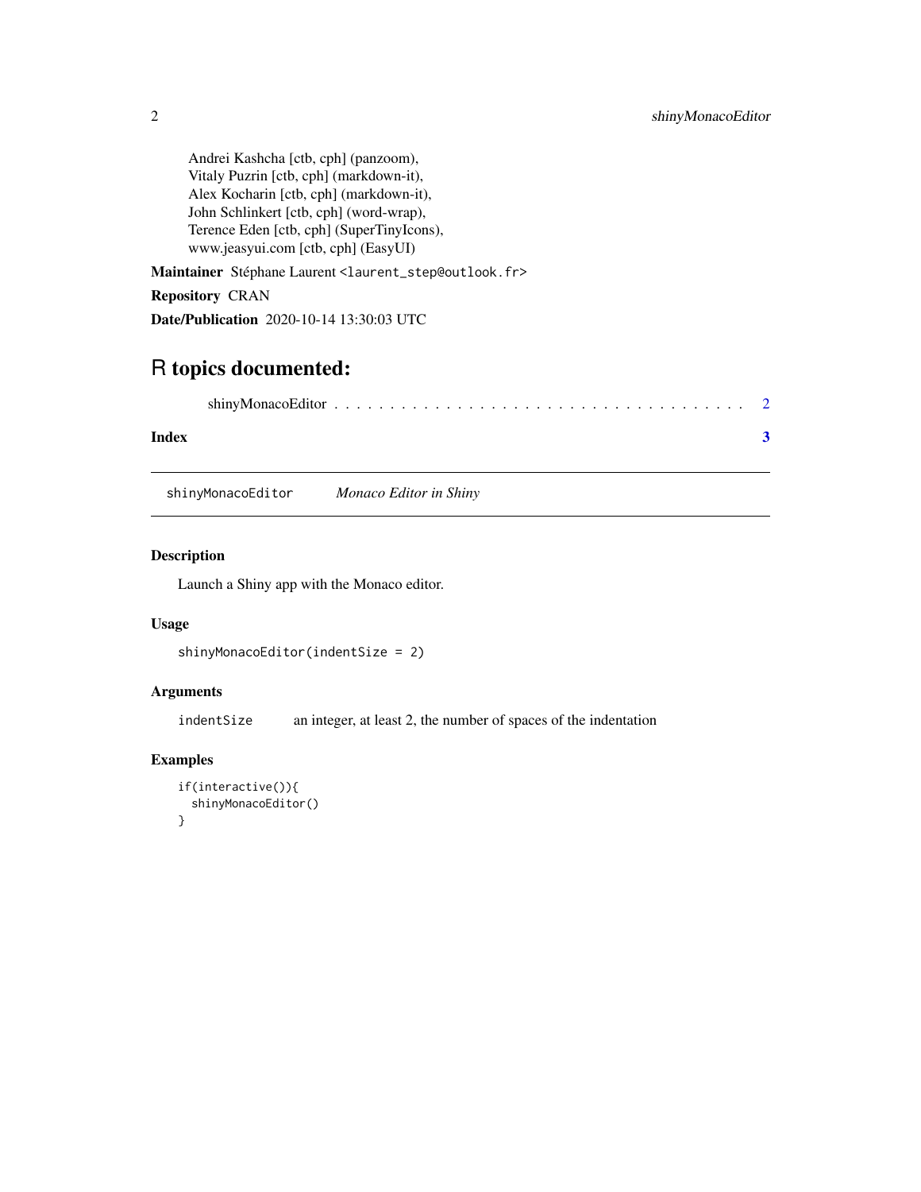Andrei Kashcha [ctb, cph] (panzoom),
Vitaly Puzrin [ctb, cph] (markdown-it),
Alex Kocharin [ctb, cph] (markdown-it),
John Schlinkert [ctb, cph] (word-wrap),
Terence Eden [ctb, cph] (SuperTinyIcons),
www.jeasyui.com [ctb, cph] (EasyUI)

**Maintainer** Stéphane Laurent <laurent_step@outlook.fr>

**Repository** CRAN

**Date/Publication** 2020-10-14 13:30:03 UTC

# R topics documented:

shinyMonacoEditor . . . . . . . . . . . . . . . . . . . . . . . . . . . . . . . . . . . 2

**Index** **3**

---

`shinyMonacoEditor` *Monaco Editor in Shiny*

---

### Description

Launch a Shiny app with the Monaco editor.

### Usage

```
shinyMonacoEditor(indentSize = 2)
```

### Arguments

`indentSize` an integer, at least 2, the number of spaces of the indentation

### Examples

```
if(interactive()){
  shinyMonacoEditor()
}
```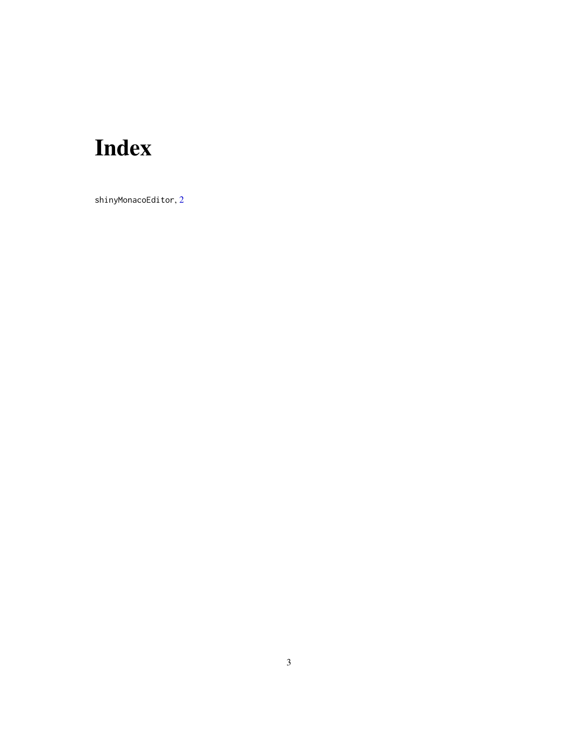# Index

`shinyMonacoEditor`, 2